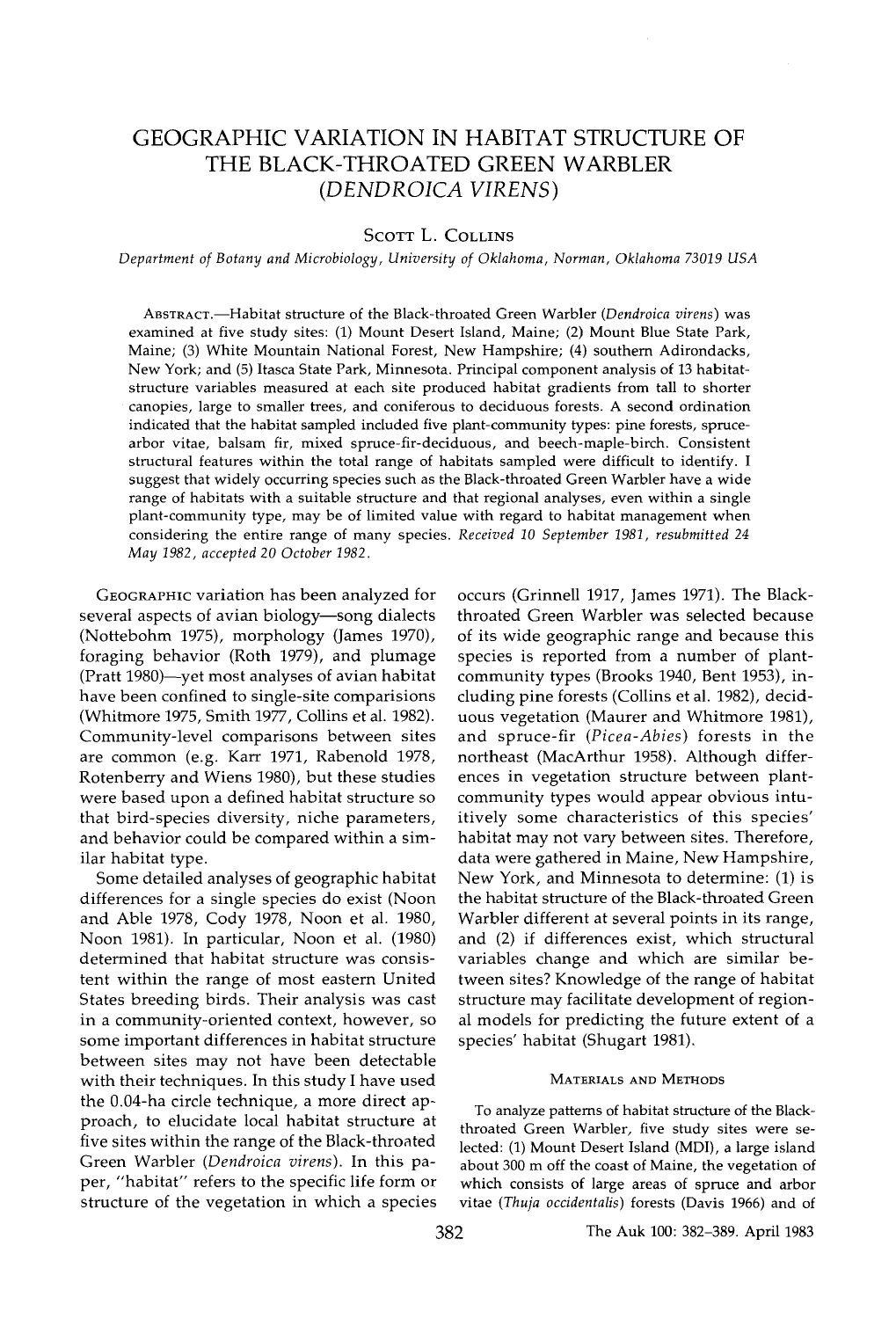# GEOGRAPHIC VARIATION IN HABITAT STRUCTURE OF THE BLACK-THROATED GREEN WARBLER (*DENDROICA VIRENS*)

SCOTT L. COLLINS

*Department of Botany and Microbiology, University of Oklahoma, Norman, Oklahoma 73019 USA*

ABSTRACT.—Habitat structure of the Black-throated Green Warbler (*Dendroica virens*) was examined at five study sites: (1) Mount Desert Island, Maine; (2) Mount Blue State Park, Maine; (3) White Mountain National Forest, New Hampshire; (4) southern Adirondacks, New York; and (5) Itasca State Park, Minnesota. Principal component analysis of 13 habitat-structure variables measured at each site produced habitat gradients from tall to shorter canopies, large to smaller trees, and coniferous to deciduous forests. A second ordination indicated that the habitat sampled included five plant-community types: pine forests, spruce-arbor vitae, balsam fir, mixed spruce-fir-deciduous, and beech-maple-birch. Consistent structural features within the total range of habitats sampled were difficult to identify. I suggest that widely occurring species such as the Black-throated Green Warbler have a wide range of habitats with a suitable structure and that regional analyses, even within a single plant-community type, may be of limited value with regard to habitat management when considering the entire range of many species. *Received 10 September 1981, resubmitted 24 May 1982, accepted 20 October 1982.*

GEOGRAPHIC variation has been analyzed for several aspects of avian biology—song dialects (Nottebohm 1975), morphology (James 1970), foraging behavior (Roth 1979), and plumage (Pratt 1980)—yet most analyses of avian habitat have been confined to single-site comparisions (Whitmore 1975, Smith 1977, Collins et al. 1982). Community-level comparisons between sites are common (e.g. Karr 1971, Rabenold 1978, Rotenberry and Wiens 1980), but these studies were based upon a defined habitat structure so that bird-species diversity, niche parameters, and behavior could be compared within a similar habitat type.

Some detailed analyses of geographic habitat differences for a single species do exist (Noon and Able 1978, Cody 1978, Noon et al. 1980, Noon 1981). In particular, Noon et al. (1980) determined that habitat structure was consistent within the range of most eastern United States breeding birds. Their analysis was cast in a community-oriented context, however, so some important differences in habitat structure between sites may not have been detectable with their techniques. In this study I have used the 0.04-ha circle technique, a more direct approach, to elucidate local habitat structure at five sites within the range of the Black-throated Green Warbler (*Dendroica virens*). In this paper, "habitat" refers to the specific life form or structure of the vegetation in which a species occurs (Grinnell 1917, James 1971). The Black-throated Green Warbler was selected because of its wide geographic range and because this species is reported from a number of plant-community types (Brooks 1940, Bent 1953), including pine forests (Collins et al. 1982), deciduous vegetation (Maurer and Whitmore 1981), and spruce-fir (*Picea-Abies*) forests in the northeast (MacArthur 1958). Although differences in vegetation structure between plant-community types would appear obvious intuitively some characteristics of this species' habitat may not vary between sites. Therefore, data were gathered in Maine, New Hampshire, New York, and Minnesota to determine: (1) is the habitat structure of the Black-throated Green Warbler different at several points in its range, and (2) if differences exist, which structural variables change and which are similar between sites? Knowledge of the range of habitat structure may facilitate development of regional models for predicting the future extent of a species' habitat (Shugart 1981).

## MATERIALS AND METHODS

To analyze patterns of habitat structure of the Black-throated Green Warbler, five study sites were selected: (1) Mount Desert Island (MDI), a large island about 300 m off the coast of Maine, the vegetation of which consists of large areas of spruce and arbor vitae (*Thuja occidentalis*) forests (Davis 1966) and of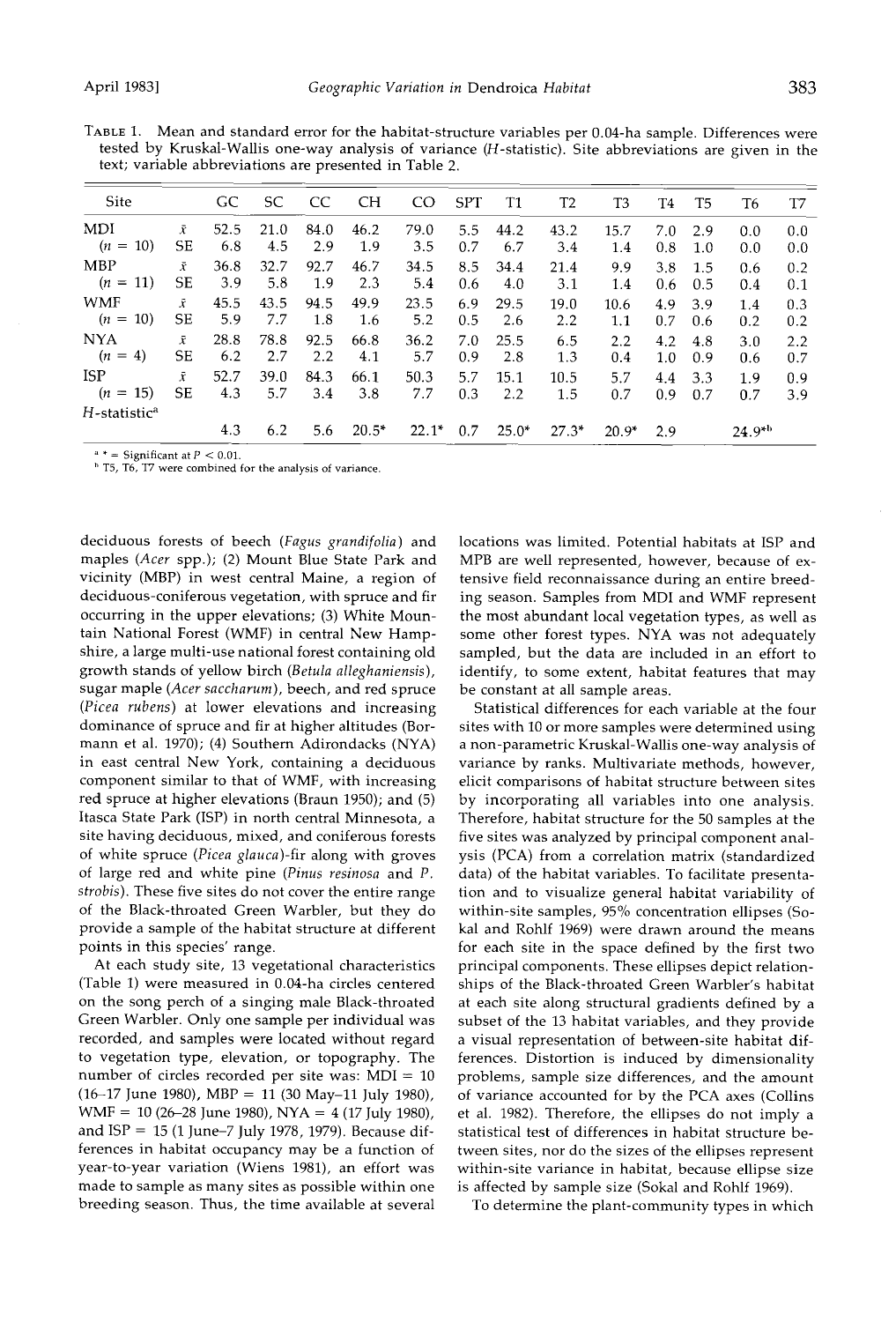TABLE 1. Mean and standard error for the habitat-structure variables per 0.04-ha sample. Differences were tested by Kruskal-Wallis one-way analysis of variance ($H$-statistic). Site abbreviations are given in the text; variable abbreviations are presented in Table 2.

| Site | | GC | SC | CC | CH | CO | SPT | T1 | T2 | T3 | T4 | T5 | T6 | T7 |
|---|---|---|---|---|---|---|---|---|---|---|---|---|---|---|
| MDI | $\bar{x}$ | 52.5 | 21.0 | 84.0 | 46.2 | 79.0 | 5.5 | 44.2 | 43.2 | 15.7 | 7.0 | 2.9 | 0.0 | 0.0 |
| ($n$ = 10) | SE | 6.8 | 4.5 | 2.9 | 1.9 | 3.5 | 0.7 | 6.7 | 3.4 | 1.4 | 0.8 | 1.0 | 0.0 | 0.0 |
| MBP | $\bar{x}$ | 36.8 | 32.7 | 92.7 | 46.7 | 34.5 | 8.5 | 34.4 | 21.4 | 9.9 | 3.8 | 1.5 | 0.6 | 0.2 |
| ($n$ = 11) | SE | 3.9 | 5.8 | 1.9 | 2.3 | 5.4 | 0.6 | 4.0 | 3.1 | 1.4 | 0.6 | 0.5 | 0.4 | 0.1 |
| WMF | $\bar{x}$ | 45.5 | 43.5 | 94.5 | 49.9 | 23.5 | 6.9 | 29.5 | 19.0 | 10.6 | 4.9 | 3.9 | 1.4 | 0.3 |
| ($n$ = 10) | SE | 5.9 | 7.7 | 1.8 | 1.6 | 5.2 | 0.5 | 2.6 | 2.2 | 1.1 | 0.7 | 0.6 | 0.2 | 0.2 |
| NYA | $\bar{x}$ | 28.8 | 78.8 | 92.5 | 66.8 | 36.2 | 7.0 | 25.5 | 6.5 | 2.2 | 4.2 | 4.8 | 3.0 | 2.2 |
| ($n$ = 4) | SE | 6.2 | 2.7 | 2.2 | 4.1 | 5.7 | 0.9 | 2.8 | 1.3 | 0.4 | 1.0 | 0.9 | 0.6 | 0.7 |
| ISP | $\bar{x}$ | 52.7 | 39.0 | 84.3 | 66.1 | 50.3 | 5.7 | 15.1 | 10.5 | 5.7 | 4.4 | 3.3 | 1.9 | 0.9 |
| ($n$ = 15) | SE | 4.3 | 5.7 | 3.4 | 3.8 | 7.7 | 0.3 | 2.2 | 1.5 | 0.7 | 0.9 | 0.7 | 0.7 | 3.9 |
| $H$-statistic[a] | | 4.3 | 6.2 | 5.6 | 20.5* | 22.1* | 0.7 | 25.0* | 27.3* | 20.9* | 2.9 | | 24.9*[b] | |

[a] * = Significant at $P < 0.01$.

[b] T5, T6, T7 were combined for the analysis of variance.

deciduous forests of beech (*Fagus grandifolia*) and maples (*Acer* spp.); (2) Mount Blue State Park and vicinity (MBP) in west central Maine, a region of deciduous-coniferous vegetation, with spruce and fir occurring in the upper elevations; (3) White Mountain National Forest (WMF) in central New Hampshire, a large multi-use national forest containing old growth stands of yellow birch (*Betula alleghaniensis*), sugar maple (*Acer saccharum*), beech, and red spruce (*Picea rubens*) at lower elevations and increasing dominance of spruce and fir at higher altitudes (Bormann et al. 1970); (4) Southern Adirondacks (NYA) in east central New York, containing a deciduous component similar to that of WMF, with increasing red spruce at higher elevations (Braun 1950); and (5) Itasca State Park (ISP) in north central Minnesota, a site having deciduous, mixed, and coniferous forests of white spruce (*Picea glauca*)-fir along with groves of large red and white pine (*Pinus resinosa* and *P. strobis*). These five sites do not cover the entire range of the Black-throated Green Warbler, but they do provide a sample of the habitat structure at different points in this species' range.

At each study site, 13 vegetational characteristics (Table 1) were measured in 0.04-ha circles centered on the song perch of a singing male Black-throated Green Warbler. Only one sample per individual was recorded, and samples were located without regard to vegetation type, elevation, or topography. The number of circles recorded per site was: MDI = 10 (16–17 June 1980), MBP = 11 (30 May–11 July 1980), WMF = 10 (26–28 June 1980), NYA = 4 (17 July 1980), and ISP = 15 (1 June–7 July 1978, 1979). Because differences in habitat occupancy may be a function of year-to-year variation (Wiens 1981), an effort was made to sample as many sites as possible within one breeding season. Thus, the time available at several locations was limited. Potential habitats at ISP and MPB are well represented, however, because of extensive field reconnaissance during an entire breeding season. Samples from MDI and WMF represent the most abundant local vegetation types, as well as some other forest types. NYA was not adequately sampled, but the data are included in an effort to identify, to some extent, habitat features that may be constant at all sample areas.

Statistical differences for each variable at the four sites with 10 or more samples were determined using a non-parametric Kruskal-Wallis one-way analysis of variance by ranks. Multivariate methods, however, elicit comparisons of habitat structure between sites by incorporating all variables into one analysis. Therefore, habitat structure for the 50 samples at the five sites was analyzed by principal component analysis (PCA) from a correlation matrix (standardized data) of the habitat variables. To facilitate presentation and to visualize general habitat variability of within-site samples, 95% concentration ellipses (Sokal and Rohlf 1969) were drawn around the means for each site in the space defined by the first two principal components. These ellipses depict relationships of the Black-throated Green Warbler's habitat at each site along structural gradients defined by a subset of the 13 habitat variables, and they provide a visual representation of between-site habitat differences. Distortion is induced by dimensionality problems, sample size differences, and the amount of variance accounted for by the PCA axes (Collins et al. 1982). Therefore, the ellipses do not imply a statistical test of differences in habitat structure between sites, nor do the sizes of the ellipses represent within-site variance in habitat, because ellipse size is affected by sample size (Sokal and Rohlf 1969).

To determine the plant-community types in which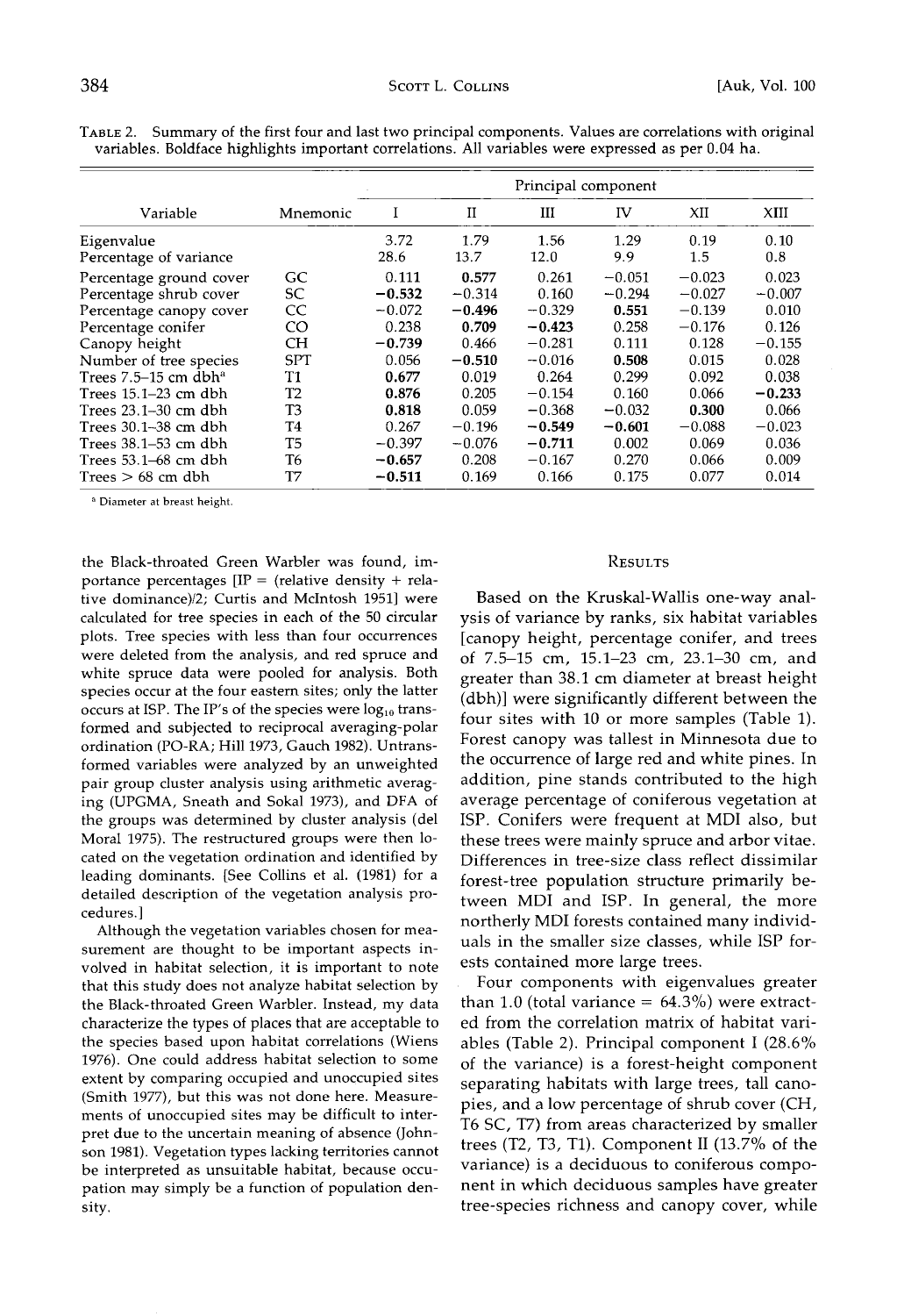TABLE 2. Summary of the first four and last two principal components. Values are correlations with original variables. Boldface highlights important correlations. All variables were expressed as per 0.04 ha.

| Variable | Mnemonic | Principal component | | | | | |
|---|---|---|---|---|---|---|---|
| | | I | II | III | IV | XII | XIII |
| Eigenvalue | | 3.72 | 1.79 | 1.56 | 1.29 | 0.19 | 0.10 |
| Percentage of variance | | 28.6 | 13.7 | 12.0 | 9.9 | 1.5 | 0.8 |
| Percentage ground cover | GC | 0.111 | **0.577** | 0.261 | −0.051 | −0.023 | 0.023 |
| Percentage shrub cover | SC | **−0.532** | −0.314 | 0.160 | −0.294 | −0.027 | −0.007 |
| Percentage canopy cover | CC | −0.072 | **−0.496** | −0.329 | **0.551** | −0.139 | 0.010 |
| Percentage conifer | CO | 0.238 | **0.709** | **−0.423** | 0.258 | −0.176 | 0.126 |
| Canopy height | CH | **−0.739** | 0.466 | −0.281 | 0.111 | 0.128 | −0.155 |
| Number of tree species | SPT | 0.056 | **−0.510** | −0.016 | **0.508** | 0.015 | 0.028 |
| Trees 7.5–15 cm dbh[a] | T1 | **0.677** | 0.019 | 0.264 | 0.299 | 0.092 | 0.038 |
| Trees 15.1–23 cm dbh | T2 | **0.876** | 0.205 | −0.154 | 0.160 | 0.066 | **−0.233** |
| Trees 23.1–30 cm dbh | T3 | **0.818** | 0.059 | −0.368 | −0.032 | **0.300** | 0.066 |
| Trees 30.1–38 cm dbh | T4 | 0.267 | −0.196 | **−0.549** | **−0.601** | −0.088 | −0.023 |
| Trees 38.1–53 cm dbh | T5 | −0.397 | −0.076 | **−0.711** | 0.002 | 0.069 | 0.036 |
| Trees 53.1–68 cm dbh | T6 | **−0.657** | 0.208 | −0.167 | 0.270 | 0.066 | 0.009 |
| Trees > 68 cm dbh | T7 | **−0.511** | 0.169 | 0.166 | 0.175 | 0.077 | 0.014 |

[a] Diameter at breast height.

the Black-throated Green Warbler was found, importance percentages [IP = (relative density + relative dominance)/2; Curtis and McIntosh 1951] were calculated for tree species in each of the 50 circular plots. Tree species with less than four occurrences were deleted from the analysis, and red spruce and white spruce data were pooled for analysis. Both species occur at the four eastern sites; only the latter occurs at ISP. The IP's of the species were $\log_{10}$ transformed and subjected to reciprocal averaging-polar ordination (PO-RA; Hill 1973, Gauch 1982). Untransformed variables were analyzed by an unweighted pair group cluster analysis using arithmetic averaging (UPGMA, Sneath and Sokal 1973), and DFA of the groups was determined by cluster analysis (del Moral 1975). The restructured groups were then located on the vegetation ordination and identified by leading dominants. [See Collins et al. (1981) for a detailed description of the vegetation analysis procedures.]

Although the vegetation variables chosen for measurement are thought to be important aspects involved in habitat selection, it is important to note that this study does not analyze habitat selection by the Black-throated Green Warbler. Instead, my data characterize the types of places that are acceptable to the species based upon habitat correlations (Wiens 1976). One could address habitat selection to some extent by comparing occupied and unoccupied sites (Smith 1977), but this was not done here. Measurements of unoccupied sites may be difficult to interpret due to the uncertain meaning of absence (Johnson 1981). Vegetation types lacking territories cannot be interpreted as unsuitable habitat, because occupation may simply be a function of population density.

## RESULTS

Based on the Kruskal-Wallis one-way analysis of variance by ranks, six habitat variables [canopy height, percentage conifer, and trees of 7.5–15 cm, 15.1–23 cm, 23.1–30 cm, and greater than 38.1 cm diameter at breast height (dbh)] were significantly different between the four sites with 10 or more samples (Table 1). Forest canopy was tallest in Minnesota due to the occurrence of large red and white pines. In addition, pine stands contributed to the high average percentage of coniferous vegetation at ISP. Conifers were frequent at MDI also, but these trees were mainly spruce and arbor vitae. Differences in tree-size class reflect dissimilar forest-tree population structure primarily between MDI and ISP. In general, the more northerly MDI forests contained many individuals in the smaller size classes, while ISP forests contained more large trees.

Four components with eigenvalues greater than 1.0 (total variance = 64.3%) were extracted from the correlation matrix of habitat variables (Table 2). Principal component I (28.6% of the variance) is a forest-height component separating habitats with large trees, tall canopies, and a low percentage of shrub cover (CH, T6 SC, T7) from areas characterized by smaller trees (T2, T3, T1). Component II (13.7% of the variance) is a deciduous to coniferous component in which deciduous samples have greater tree-species richness and canopy cover, while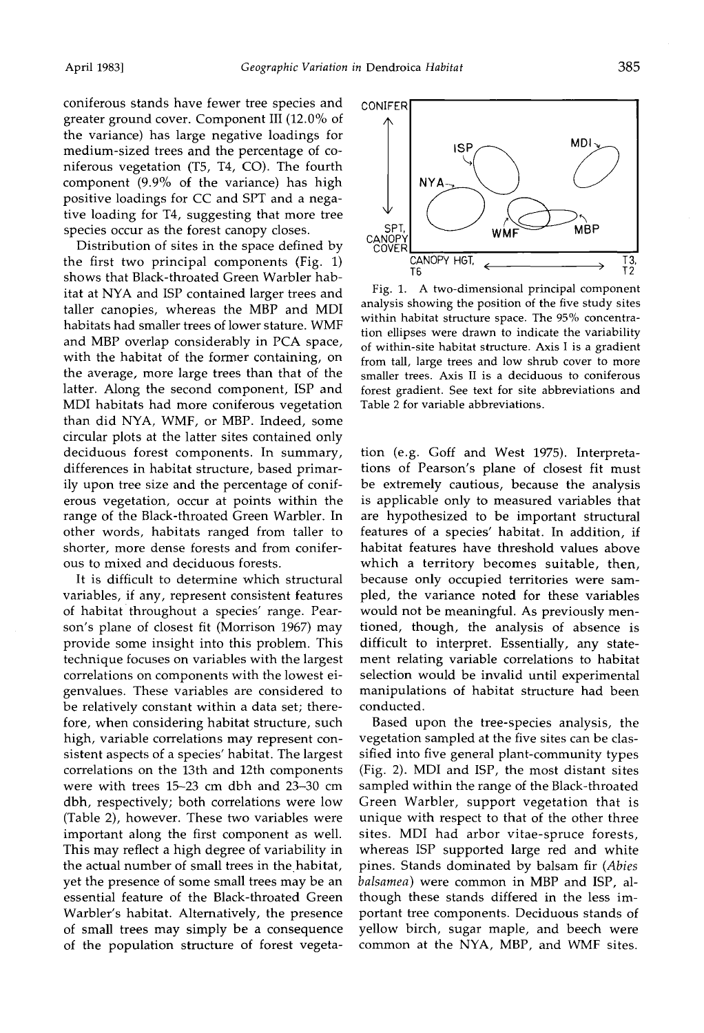coniferous stands have fewer tree species and greater ground cover. Component III (12.0% of the variance) has large negative loadings for medium-sized trees and the percentage of coniferous vegetation (T5, T4, CO). The fourth component (9.9% of the variance) has high positive loadings for CC and SPT and a negative loading for T4, suggesting that more tree species occur as the forest canopy closes.

Distribution of sites in the space defined by the first two principal components (Fig. 1) shows that Black-throated Green Warbler habitat at NYA and ISP contained larger trees and taller canopies, whereas the MBP and MDI habitats had smaller trees of lower stature. WMF and MBP overlap considerably in PCA space, with the habitat of the former containing, on the average, more large trees than that of the latter. Along the second component, ISP and MDI habitats had more coniferous vegetation than did NYA, WMF, or MBP. Indeed, some circular plots at the latter sites contained only deciduous forest components. In summary, differences in habitat structure, based primarily upon tree size and the percentage of coniferous vegetation, occur at points within the range of the Black-throated Green Warbler. In other words, habitats ranged from taller to shorter, more dense forests and from coniferous to mixed and deciduous forests.

It is difficult to determine which structural variables, if any, represent consistent features of habitat throughout a species' range. Pearson's plane of closest fit (Morrison 1967) may provide some insight into this problem. This technique focuses on variables with the largest correlations on components with the lowest eigenvalues. These variables are considered to be relatively constant within a data set; therefore, when considering habitat structure, such high, variable correlations may represent consistent aspects of a species' habitat. The largest correlations on the 13th and 12th components were with trees 15–23 cm dbh and 23–30 cm dbh, respectively; both correlations were low (Table 2), however. These two variables were important along the first component as well. This may reflect a high degree of variability in the actual number of small trees in the habitat, yet the presence of some small trees may be an essential feature of the Black-throated Green Warbler's habitat. Alternatively, the presence of small trees may simply be a consequence of the population structure of forest vegetation (e.g. Goff and West 1975). Interpretations of Pearson's plane of closest fit must be extremely cautious, because the analysis is applicable only to measured variables that are hypothesized to be important structural features of a species' habitat. In addition, if habitat features have threshold values above which a territory becomes suitable, then, because only occupied territories were sampled, the variance noted for these variables would not be meaningful. As previously mentioned, though, the analysis of absence is difficult to interpret. Essentially, any statement relating variable correlations to habitat selection would be invalid until experimental manipulations of habitat structure had been conducted.

Fig. 1. A two-dimensional principal component analysis showing the position of the five study sites within habitat structure space. The 95% concentration ellipses were drawn to indicate the variability of within-site habitat structure. Axis I is a gradient from tall, large trees and low shrub cover to more smaller trees. Axis II is a deciduous to coniferous forest gradient. See text for site abbreviations and Table 2 for variable abbreviations.

Based upon the tree-species analysis, the vegetation sampled at the five sites can be classified into five general plant-community types (Fig. 2). MDI and ISP, the most distant sites sampled within the range of the Black-throated Green Warbler, support vegetation that is unique with respect to that of the other three sites. MDI had arbor vitae-spruce forests, whereas ISP supported large red and white pines. Stands dominated by balsam fir (*Abies balsamea*) were common in MBP and ISP, although these stands differed in the less important tree components. Deciduous stands of yellow birch, sugar maple, and beech were common at the NYA, MBP, and WMF sites.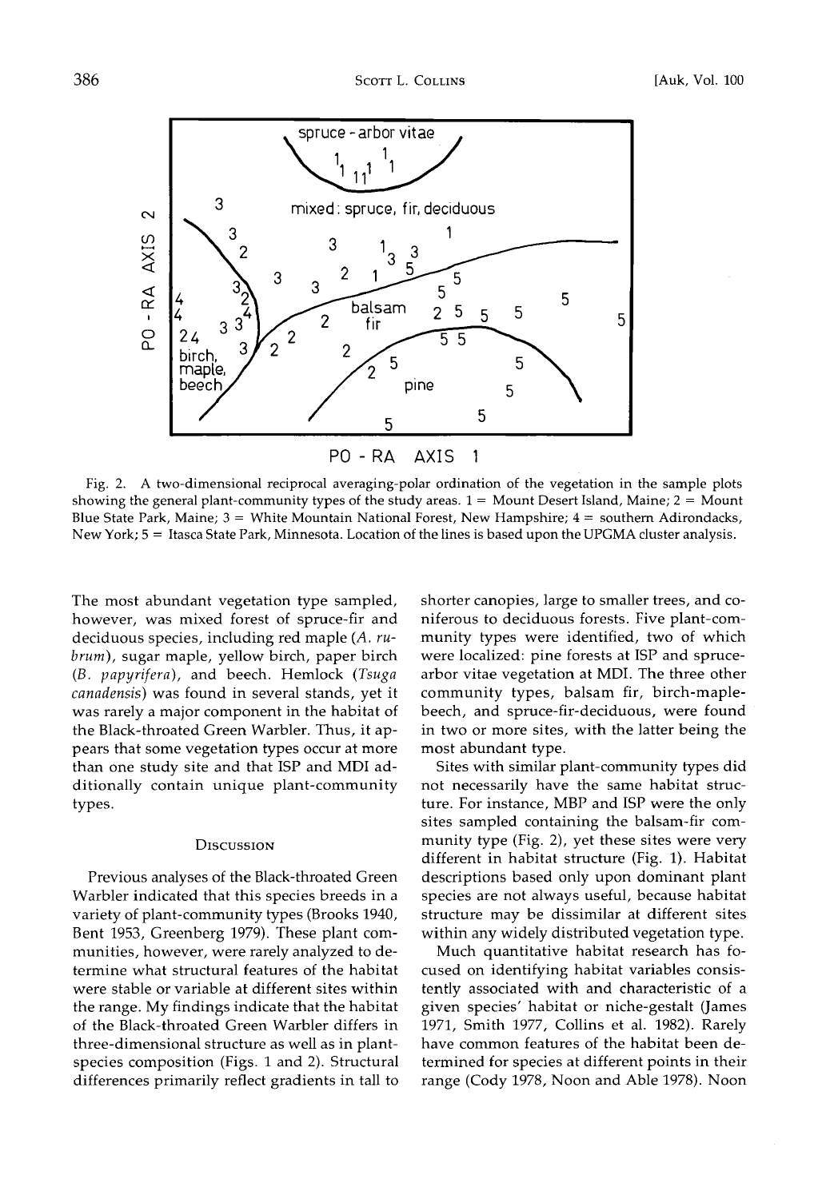Fig. 2. A two-dimensional reciprocal averaging-polar ordination of the vegetation in the sample plots showing the general plant-community types of the study areas. 1 = Mount Desert Island, Maine; 2 = Mount Blue State Park, Maine; 3 = White Mountain National Forest, New Hampshire; 4 = southern Adirondacks, New York; 5 = Itasca State Park, Minnesota. Location of the lines is based upon the UPGMA cluster analysis.

The most abundant vegetation type sampled, however, was mixed forest of spruce-fir and deciduous species, including red maple (*A. rubrum*), sugar maple, yellow birch, paper birch (*B. papyrifera*), and beech. Hemlock (*Tsuga canadensis*) was found in several stands, yet it was rarely a major component in the habitat of the Black-throated Green Warbler. Thus, it appears that some vegetation types occur at more than one study site and that ISP and MDI additionally contain unique plant-community types.

## Discussion

Previous analyses of the Black-throated Green Warbler indicated that this species breeds in a variety of plant-community types (Brooks 1940, Bent 1953, Greenberg 1979). These plant communities, however, were rarely analyzed to determine what structural features of the habitat were stable or variable at different sites within the range. My findings indicate that the habitat of the Black-throated Green Warbler differs in three-dimensional structure as well as in plant-species composition (Figs. 1 and 2). Structural differences primarily reflect gradients in tall to shorter canopies, large to smaller trees, and coniferous to deciduous forests. Five plant-community types were identified, two of which were localized: pine forests at ISP and spruce-arbor vitae vegetation at MDI. The three other community types, balsam fir, birch-maple-beech, and spruce-fir-deciduous, were found in two or more sites, with the latter being the most abundant type.

Sites with similar plant-community types did not necessarily have the same habitat structure. For instance, MBP and ISP were the only sites sampled containing the balsam-fir community type (Fig. 2), yet these sites were very different in habitat structure (Fig. 1). Habitat descriptions based only upon dominant plant species are not always useful, because habitat structure may be dissimilar at different sites within any widely distributed vegetation type.

Much quantitative habitat research has focused on identifying habitat variables consistently associated with and characteristic of a given species' habitat or niche-gestalt (James 1971, Smith 1977, Collins et al. 1982). Rarely have common features of the habitat been determined for species at different points in their range (Cody 1978, Noon and Able 1978). Noon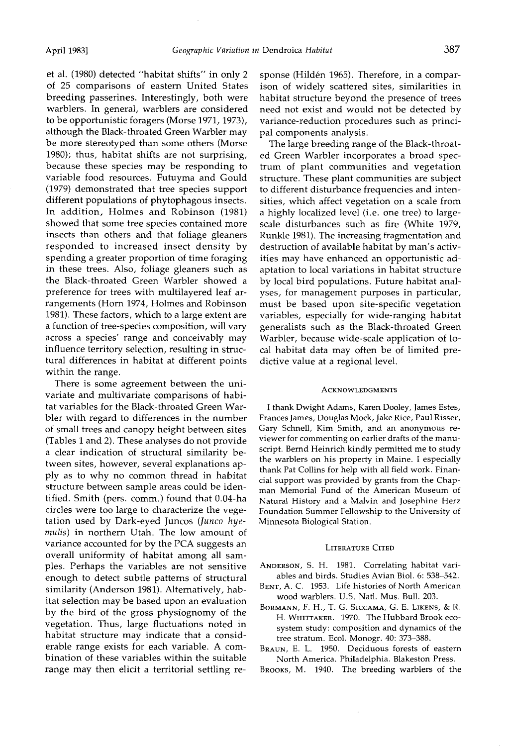et al. (1980) detected "habitat shifts" in only 2 of 25 comparisons of eastern United States breeding passerines. Interestingly, both were warblers. In general, warblers are considered to be opportunistic foragers (Morse 1971, 1973), although the Black-throated Green Warbler may be more stereotyped than some others (Morse 1980); thus, habitat shifts are not surprising, because these species may be responding to variable food resources. Futuyma and Gould (1979) demonstrated that tree species support different populations of phytophagous insects. In addition, Holmes and Robinson (1981) showed that some tree species contained more insects than others and that foliage gleaners responded to increased insect density by spending a greater proportion of time foraging in these trees. Also, foliage gleaners such as the Black-throated Green Warbler showed a preference for trees with multilayered leaf arrangements (Horn 1974, Holmes and Robinson 1981). These factors, which to a large extent are a function of tree-species composition, will vary across a species' range and conceivably may influence territory selection, resulting in structural differences in habitat at different points within the range.

There is some agreement between the univariate and multivariate comparisons of habitat variables for the Black-throated Green Warbler with regard to differences in the number of small trees and canopy height between sites (Tables 1 and 2). These analyses do not provide a clear indication of structural similarity between sites, however, several explanations apply as to why no common thread in habitat structure between sample areas could be identified. Smith (pers. comm.) found that 0.04-ha circles were too large to characterize the vegetation used by Dark-eyed Juncos (*Junco hyemalis*) in northern Utah. The low amount of variance accounted for by the PCA suggests an overall uniformity of habitat among all samples. Perhaps the variables are not sensitive enough to detect subtle patterns of structural similarity (Anderson 1981). Alternatively, habitat selection may be based upon an evaluation by the bird of the gross physiognomy of the vegetation. Thus, large fluctuations noted in habitat structure may indicate that a considerable range exists for each variable. A combination of these variables within the suitable range may then elicit a territorial settling response (Hildén 1965). Therefore, in a comparison of widely scattered sites, similarities in habitat structure beyond the presence of trees need not exist and would not be detected by variance-reduction procedures such as principal components analysis.

The large breeding range of the Black-throated Green Warbler incorporates a broad spectrum of plant communities and vegetation structure. These plant communities are subject to different disturbance frequencies and intensities, which affect vegetation on a scale from a highly localized level (i.e. one tree) to large-scale disturbances such as fire (White 1979, Runkle 1981). The increasing fragmentation and destruction of available habitat by man's activities may have enhanced an opportunistic adaptation to local variations in habitat structure by local bird populations. Future habitat analyses, for management purposes in particular, must be based upon site-specific vegetation variables, especially for wide-ranging habitat generalists such as the Black-throated Green Warbler, because wide-scale application of local habitat data may often be of limited predictive value at a regional level.

## Acknowledgments

I thank Dwight Adams, Karen Dooley, James Estes, Frances James, Douglas Mock, Jake Rice, Paul Risser, Gary Schnell, Kim Smith, and an anonymous reviewer for commenting on earlier drafts of the manuscript. Bernd Heinrich kindly permitted me to study the warblers on his property in Maine. I especially thank Pat Collins for help with all field work. Financial support was provided by grants from the Chapman Memorial Fund of the American Museum of Natural History and a Malvin and Josephine Herz Foundation Summer Fellowship to the University of Minnesota Biological Station.

## Literature Cited

Anderson, S. H. 1981. Correlating habitat variables and birds. Studies Avian Biol. 6: 538–542.

Bent, A. C. 1953. Life histories of North American wood warblers. U.S. Natl. Mus. Bull. 203.

Bormann, F. H., T. G. Siccama, G. E. Likens, & R. H. Whittaker. 1970. The Hubbard Brook ecosystem study: composition and dynamics of the tree stratum. Ecol. Monogr. 40: 373–388.

Braun, E. L. 1950. Deciduous forests of eastern North America. Philadelphia. Blakeston Press.

Brooks, M. 1940. The breeding warblers of the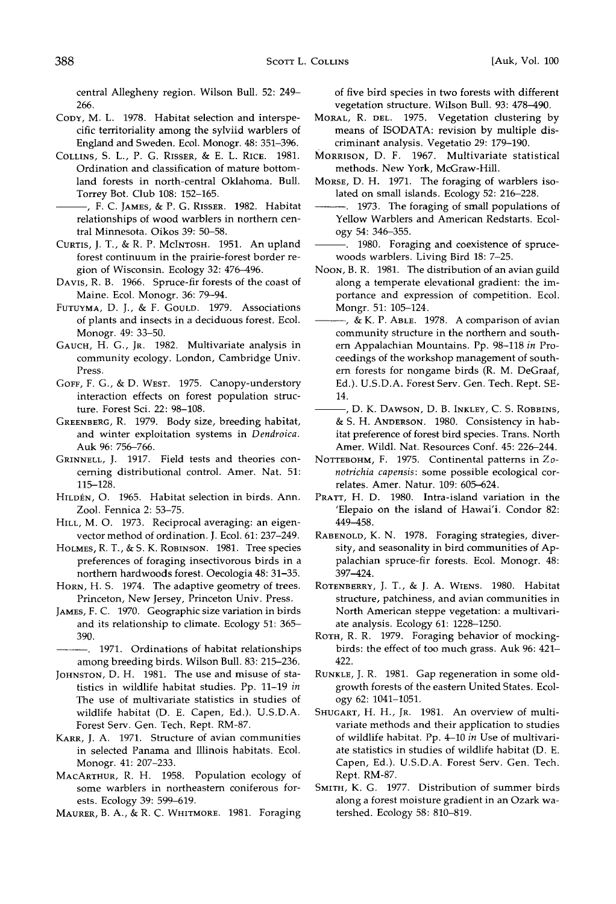central Allegheny region. Wilson Bull. 52: 249–266.

CODY, M. L. 1978. Habitat selection and interspecific territoriality among the sylviid warblers of England and Sweden. Ecol. Monogr. 48: 351–396.

COLLINS, S. L., P. G. RISSER, & E. L. RICE. 1981. Ordination and classification of mature bottomland forests in north-central Oklahoma. Bull. Torrey Bot. Club 108: 152–165.

———, F. C. JAMES, & P. G. RISSER. 1982. Habitat relationships of wood warblers in northern central Minnesota. Oikos 39: 50–58.

CURTIS, J. T., & R. P. MCINTOSH. 1951. An upland forest continuum in the prairie-forest border region of Wisconsin. Ecology 32: 476–496.

DAVIS, R. B. 1966. Spruce-fir forests of the coast of Maine. Ecol. Monogr. 36: 79–94.

FUTUYMA, D. J., & F. GOULD. 1979. Associations of plants and insects in a deciduous forest. Ecol. Monogr. 49: 33–50.

GAUCH, H. G., JR. 1982. Multivariate analysis in community ecology. London, Cambridge Univ. Press.

GOFF, F. G., & D. WEST. 1975. Canopy-understory interaction effects on forest population structure. Forest Sci. 22: 98–108.

GREENBERG, R. 1979. Body size, breeding habitat, and winter exploitation systems in *Dendroica*. Auk 96: 756–766.

GRINNELL, J. 1917. Field tests and theories concerning distributional control. Amer. Nat. 51: 115–128.

HILDÉN, O. 1965. Habitat selection in birds. Ann. Zool. Fennica 2: 53–75.

HILL, M. O. 1973. Reciprocal averaging: an eigenvector method of ordination. J. Ecol. 61: 237–249.

HOLMES, R. T., & S. K. ROBINSON. 1981. Tree species preferences of foraging insectivorous birds in a northern hardwoods forest. Oecologia 48: 31–35.

HORN, H. S. 1974. The adaptive geometry of trees. Princeton, New Jersey, Princeton Univ. Press.

JAMES, F. C. 1970. Geographic size variation in birds and its relationship to climate. Ecology 51: 365–390.

———. 1971. Ordinations of habitat relationships among breeding birds. Wilson Bull. 83: 215–236.

JOHNSTON, D. H. 1981. The use and misuse of statistics in wildlife habitat studies. Pp. 11–19 *in* The use of multivariate statistics in studies of wildlife habitat (D. E. Capen, Ed.). U.S.D.A. Forest Serv. Gen. Tech. Rept. RM-87.

KARR, J. A. 1971. Structure of avian communities in selected Panama and Illinois habitats. Ecol. Monogr. 41: 207–233.

MACARTHUR, R. H. 1958. Population ecology of some warblers in northeastern coniferous forests. Ecology 39: 599–619.

MAURER, B. A., & R. C. WHITMORE. 1981. Foraging of five bird species in two forests with different vegetation structure. Wilson Bull. 93: 478–490.

MORAL, R. DEL. 1975. Vegetation clustering by means of ISODATA: revision by multiple discriminant analysis. Vegetatio 29: 179–190.

MORRISON, D. F. 1967. Multivariate statistical methods. New York, McGraw-Hill.

MORSE, D. H. 1971. The foraging of warblers isolated on small islands. Ecology 52: 216–228.

———. 1973. The foraging of small populations of Yellow Warblers and American Redstarts. Ecology 54: 346–355.

———. 1980. Foraging and coexistence of spruce-woods warblers. Living Bird 18: 7–25.

NOON, B. R. 1981. The distribution of an avian guild along a temperate elevational gradient: the importance and expression of competition. Ecol. Mongr. 51: 105–124.

———, & K. P. ABLE. 1978. A comparison of avian community structure in the northern and southern Appalachian Mountains. Pp. 98–118 *in* Proceedings of the workshop management of southern forests for nongame birds (R. M. DeGraaf, Ed.). U.S.D.A. Forest Serv. Gen. Tech. Rept. SE-14.

———, D. K. DAWSON, D. B. INKLEY, C. S. ROBBINS, & S. H. ANDERSON. 1980. Consistency in habitat preference of forest bird species. Trans. North Amer. Wildl. Nat. Resources Conf. 45: 226–244.

NOTTEBOHM, F. 1975. Continental patterns in *Zonotrichia capensis*: some possible ecological correlates. Amer. Natur. 109: 605–624.

PRATT, H. D. 1980. Intra-island variation in the 'Elepaio on the island of Hawai'i. Condor 82: 449–458.

RABENOLD, K. N. 1978. Foraging strategies, diversity, and seasonality in bird communities of Appalachian spruce-fir forests. Ecol. Monogr. 48: 397–424.

ROTENBERRY, J. T., & J. A. WIENS. 1980. Habitat structure, patchiness, and avian communities in North American steppe vegetation: a multivariate analysis. Ecology 61: 1228–1250.

ROTH, R. R. 1979. Foraging behavior of mockingbirds: the effect of too much grass. Auk 96: 421–422.

RUNKLE, J. R. 1981. Gap regeneration in some old-growth forests of the eastern United States. Ecology 62: 1041–1051.

SHUGART, H. H., JR. 1981. An overview of multivariate methods and their application to studies of wildlife habitat. Pp. 4–10 *in* Use of multivariate statistics in studies of wildlife habitat (D. E. Capen, Ed.). U.S.D.A. Forest Serv. Gen. Tech. Rept. RM-87.

SMITH, K. G. 1977. Distribution of summer birds along a forest moisture gradient in an Ozark watershed. Ecology 58: 810–819.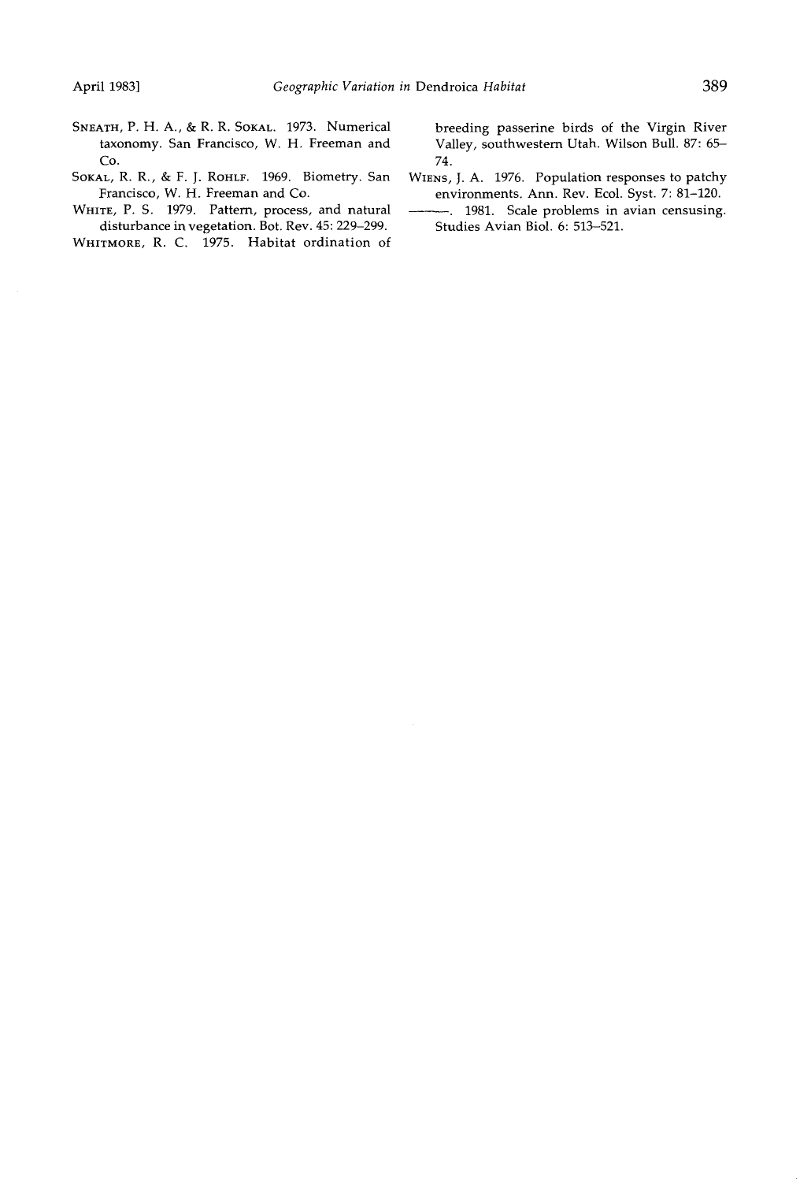SNEATH, P. H. A., & R. R. SOKAL. 1973. Numerical taxonomy. San Francisco, W. H. Freeman and Co.

SOKAL, R. R., & F. J. ROHLF. 1969. Biometry. San Francisco, W. H. Freeman and Co.

WHITE, P. S. 1979. Pattern, process, and natural disturbance in vegetation. Bot. Rev. 45: 229–299.

WHITMORE, R. C. 1975. Habitat ordination of breeding passerine birds of the Virgin River Valley, southwestern Utah. Wilson Bull. 87: 65–74.

WIENS, J. A. 1976. Population responses to patchy environments. Ann. Rev. Ecol. Syst. 7: 81–120.

———. 1981. Scale problems in avian censusing. Studies Avian Biol. 6: 513–521.